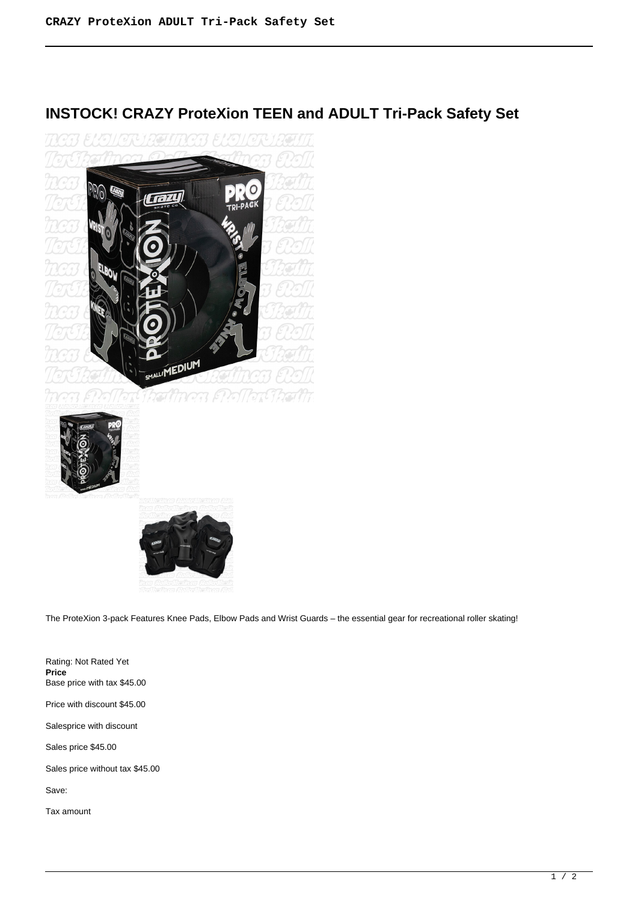# INSTOCK! CRAZY ProteXion TEEN and ADULT Tri-Pack Safety Set

The ProteXion 3-pack Features Knee Pads, Elbow Pads and Wrist Guards – the essential gear for recreational roller skating!

Rating: Not Rated Yet
**Price**
Base price with tax $45.00

Price with discount $45.00

Salesprice with discount

Sales price $45.00

Sales price without tax $45.00

Save:

Tax amount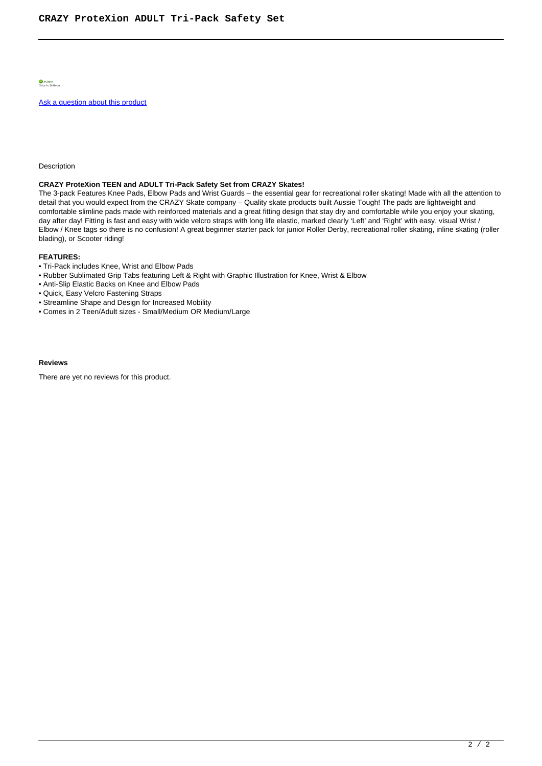# CRAZY ProteXion ADULT Tri-Pack Safety Set

In Stock
Ships In: 24 Hours

Ask a question about this product

Description

**CRAZY ProteXion TEEN and ADULT Tri-Pack Safety Set from CRAZY Skates!**

The 3-pack Features Knee Pads, Elbow Pads and Wrist Guards – the essential gear for recreational roller skating! Made with all the attention to detail that you would expect from the CRAZY Skate company – Quality skate products built Aussie Tough! The pads are lightweight and comfortable slimline pads made with reinforced materials and a great fitting design that stay dry and comfortable while you enjoy your skating, day after day! Fitting is fast and easy with wide velcro straps with long life elastic, marked clearly 'Left' and 'Right' with easy, visual Wrist / Elbow / Knee tags so there is no confusion! A great beginner starter pack for junior Roller Derby, recreational roller skating, inline skating (roller blading), or Scooter riding!

**FEATURES:**

- Tri-Pack includes Knee, Wrist and Elbow Pads
- Rubber Sublimated Grip Tabs featuring Left & Right with Graphic Illustration for Knee, Wrist & Elbow
- Anti-Slip Elastic Backs on Knee and Elbow Pads
- Quick, Easy Velcro Fastening Straps
- Streamline Shape and Design for Increased Mobility
- Comes in 2 Teen/Adult sizes - Small/Medium OR Medium/Large

**Reviews**

There are yet no reviews for this product.